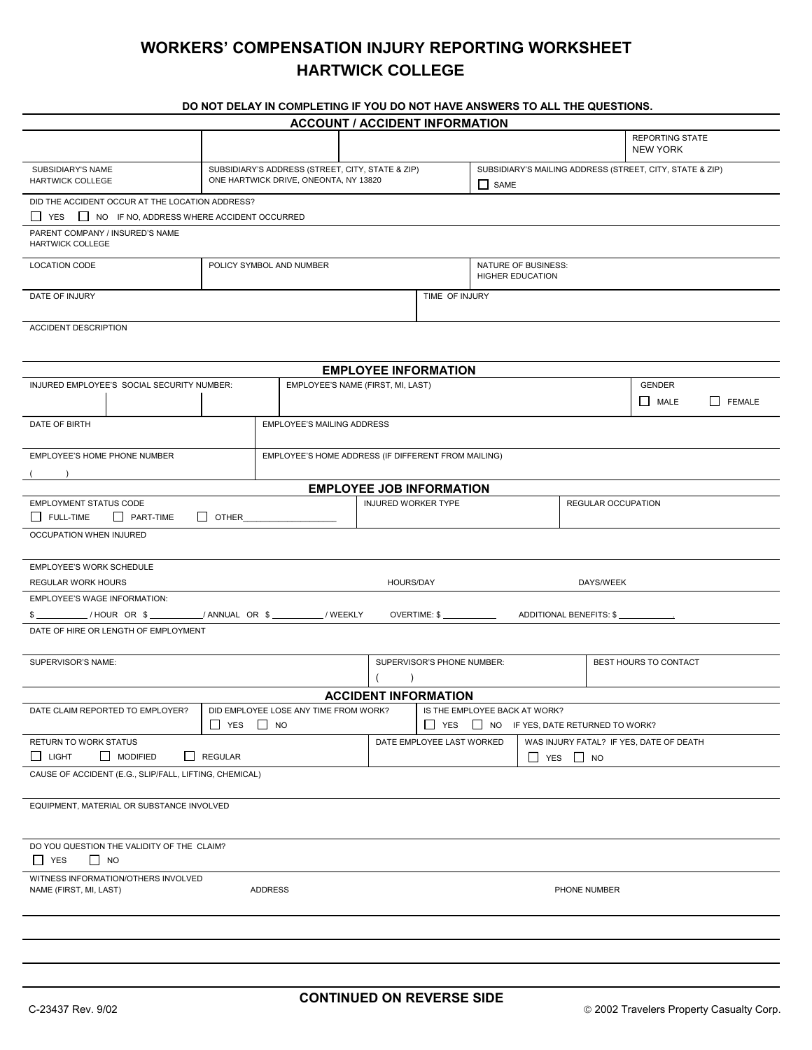# WORKERS' COMPENSATION INJURY REPORTING WORKSHEET

# HARTWICK COLLEGE

**DO NOT DELAY IN COMPLETING IF YOU DO NOT HAVE ANSWERS TO ALL THE QUESTIONS.**

## ACCOUNT / ACCIDENT INFORMATION

| | | | REPORTING STATE<br>NEW YORK |
|---|---|---|---|
| SUBSIDIARY'S NAME<br>HARTWICK COLLEGE | SUBSIDIARY'S ADDRESS (STREET, CITY, STATE & ZIP)<br>ONE HARTWICK DRIVE, ONEONTA, NY 13820 | SUBSIDIARY'S MAILING ADDRESS (STREET, CITY, STATE & ZIP)<br>☐ SAME | |

DID THE ACCIDENT OCCUR AT THE LOCATION ADDRESS?
☐ YES ☐ NO IF NO, ADDRESS WHERE ACCIDENT OCCURRED

PARENT COMPANY / INSURED'S NAME
HARTWICK COLLEGE

| LOCATION CODE | POLICY SYMBOL AND NUMBER | NATURE OF BUSINESS:<br>HIGHER EDUCATION |
|---|---|---|
| DATE OF INJURY | TIME OF INJURY | |

ACCIDENT DESCRIPTION

## EMPLOYEE INFORMATION

| INJURED EMPLOYEE'S SOCIAL SECURITY NUMBER: | EMPLOYEE'S NAME (FIRST, MI, LAST) | GENDER<br>☐ MALE ☐ FEMALE |
|---|---|---|
| DATE OF BIRTH | EMPLOYEE'S MAILING ADDRESS | |
| EMPLOYEE'S HOME PHONE NUMBER<br>( ) | EMPLOYEE'S HOME ADDRESS (IF DIFFERENT FROM MAILING) | |

## EMPLOYEE JOB INFORMATION

| EMPLOYMENT STATUS CODE<br>☐ FULL-TIME ☐ PART-TIME ☐ OTHER____________ | INJURED WORKER TYPE | REGULAR OCCUPATION |
|---|---|---|

OCCUPATION WHEN INJURED

EMPLOYEE'S WORK SCHEDULE
REGULAR WORK HOURS HOURS/DAY DAYS/WEEK

EMPLOYEE'S WAGE INFORMATION:
$ __________ / HOUR OR $ __________/ ANNUAL OR $ __________ / WEEKLY OVERTIME: $ __________ ADDITIONAL BENEFITS: $ __________.

DATE OF HIRE OR LENGTH OF EMPLOYMENT

| SUPERVISOR'S NAME: | SUPERVISOR'S PHONE NUMBER:<br>( ) | BEST HOURS TO CONTACT |
|---|---|---|

## ACCIDENT INFORMATION

| DATE CLAIM REPORTED TO EMPLOYER? | DID EMPLOYEE LOSE ANY TIME FROM WORK?<br>☐ YES ☐ NO | IS THE EMPLOYEE BACK AT WORK?<br>☐ YES ☐ NO IF YES, DATE RETURNED TO WORK? |
|---|---|---|
| RETURN TO WORK STATUS<br>☐ LIGHT ☐ MODIFIED ☐ REGULAR | DATE EMPLOYEE LAST WORKED | WAS INJURY FATAL? IF YES, DATE OF DEATH<br>☐ YES ☐ NO |

CAUSE OF ACCIDENT (E.G., SLIP/FALL, LIFTING, CHEMICAL)

EQUIPMENT, MATERIAL OR SUBSTANCE INVOLVED

DO YOU QUESTION THE VALIDITY OF THE CLAIM?
☐ YES ☐ NO

WITNESS INFORMATION/OTHERS INVOLVED

| NAME (FIRST, MI, LAST) | ADDRESS | PHONE NUMBER |
|---|---|---|
| | | |
| | | |
| | | |

**CONTINUED ON REVERSE SIDE**

C-23437 Rev. 9/02 © 2002 Travelers Property Casualty Corp.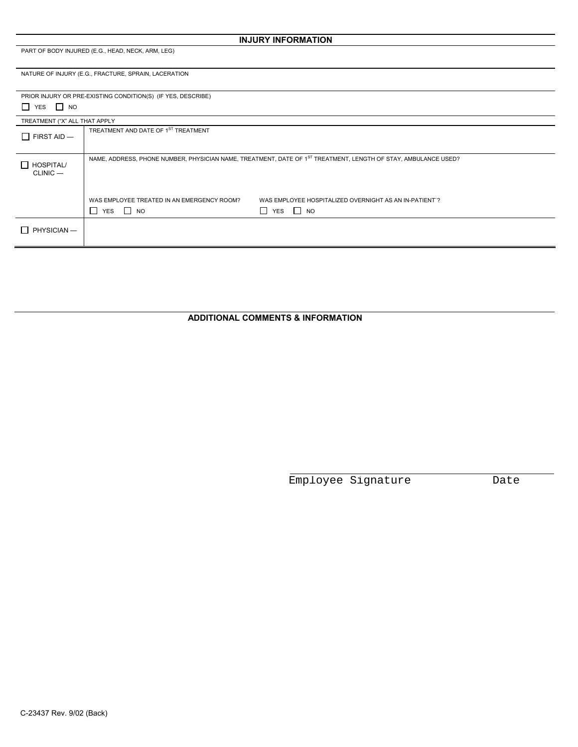## INJURY INFORMATION

PART OF BODY INJURED (E.G., HEAD, NECK, ARM, LEG)

NATURE OF INJURY (E.G., FRACTURE, SPRAIN, LACERATION

PRIOR INJURY OR PRE-EXISTING CONDITION(S) (IF YES, DESCRIBE)

☐ YES ☐ NO

TREATMENT ("X" ALL THAT APPLY

| | |
|---|---|
| ☐ FIRST AID — | TREATMENT AND DATE OF 1ST TREATMENT |
| ☐ HOSPITAL/ CLINIC — | NAME, ADDRESS, PHONE NUMBER, PHYSICIAN NAME, TREATMENT, DATE OF 1ST TREATMENT, LENGTH OF STAY, AMBULANCE USED?<br><br>WAS EMPLOYEE TREATED IN AN EMERGENCY ROOM? ☐ YES ☐ NO<br>WAS EMPLOYEE HOSPITALIZED OVERNIGHT AS AN IN-PATIENT`? ☐ YES ☐ NO |
| ☐ PHYSICIAN — | |

## ADDITIONAL COMMENTS & INFORMATION

Employee Signature Date

C-23437 Rev. 9/02 (Back)